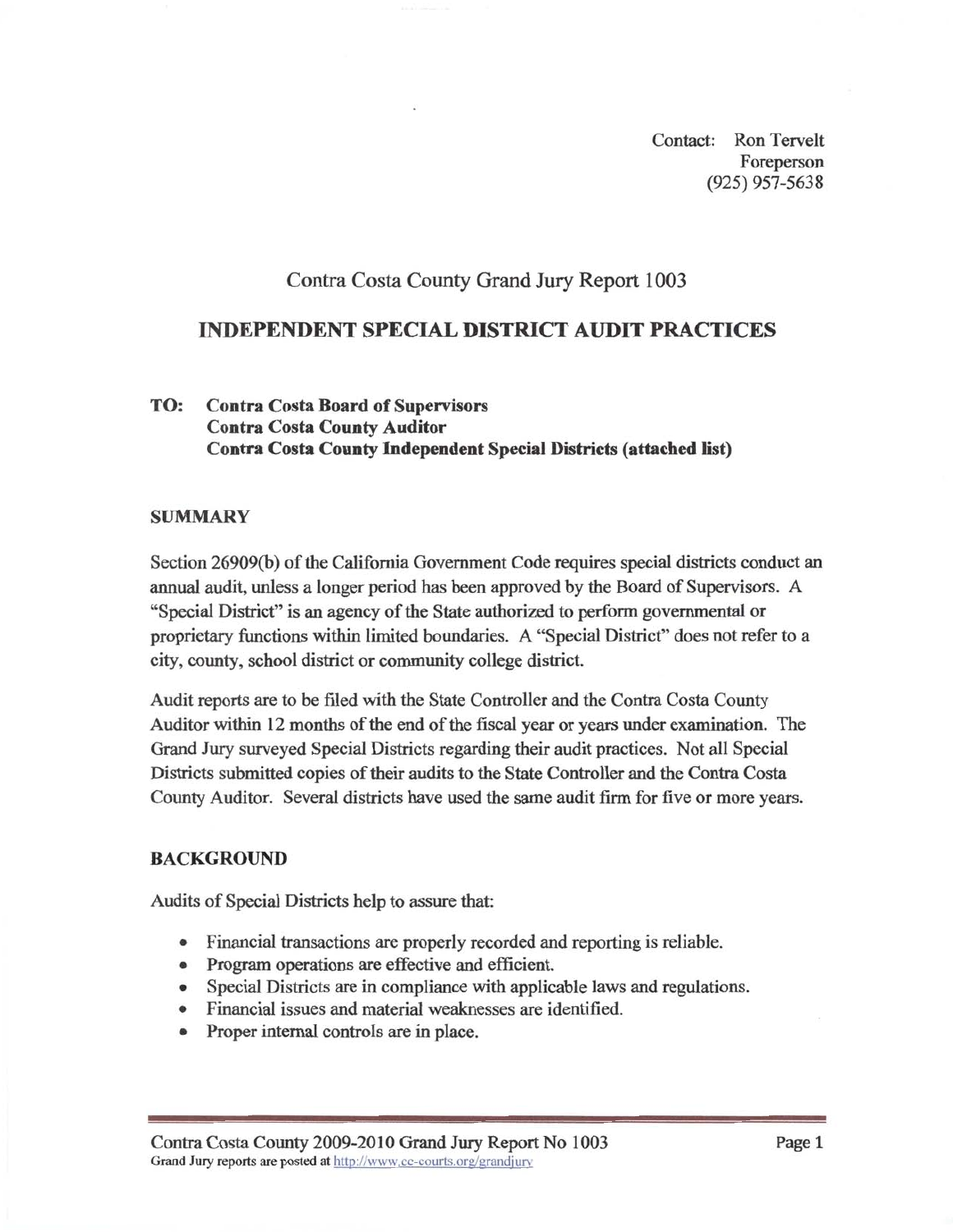Contact: Ron Tervelt
Foreperson
(925) 957-5638

# Contra Costa County Grand Jury Report 1003

## INDEPENDENT SPECIAL DISTRICT AUDIT PRACTICES

**TO: Contra Costa Board of Supervisors**
**Contra Costa County Auditor**
**Contra Costa County Independent Special Districts (attached list)**

### SUMMARY

Section 26909(b) of the California Government Code requires special districts conduct an annual audit, unless a longer period has been approved by the Board of Supervisors. A "Special District" is an agency of the State authorized to perform governmental or proprietary functions within limited boundaries. A "Special District" does not refer to a city, county, school district or community college district.

Audit reports are to be filed with the State Controller and the Contra Costa County Auditor within 12 months of the end of the fiscal year or years under examination. The Grand Jury surveyed Special Districts regarding their audit practices. Not all Special Districts submitted copies of their audits to the State Controller and the Contra Costa County Auditor. Several districts have used the same audit firm for five or more years.

### BACKGROUND

Audits of Special Districts help to assure that:

- Financial transactions are properly recorded and reporting is reliable.
- Program operations are effective and efficient.
- Special Districts are in compliance with applicable laws and regulations.
- Financial issues and material weaknesses are identified.
- Proper internal controls are in place.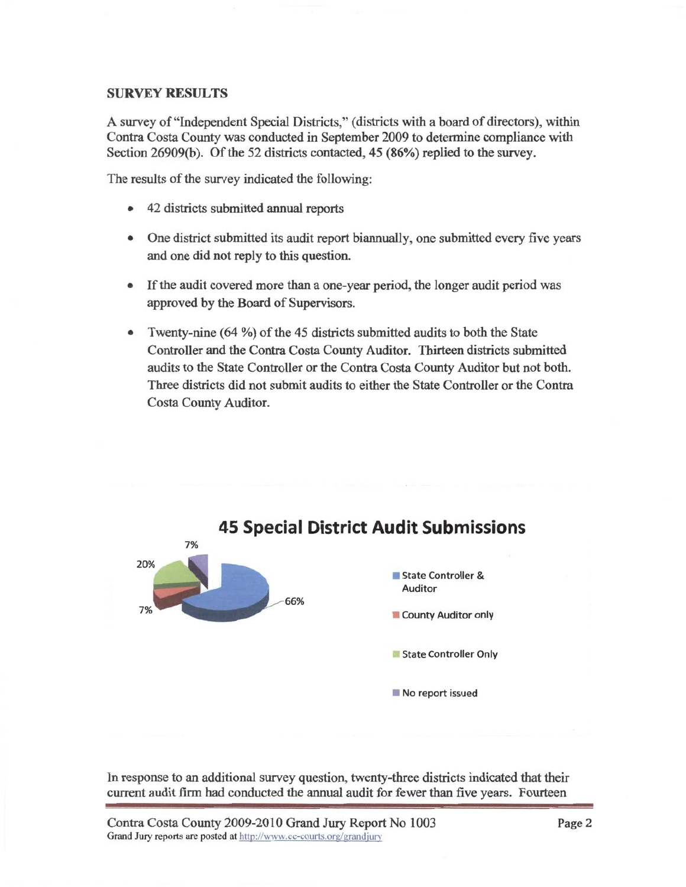## SURVEY RESULTS

A survey of "Independent Special Districts," (districts with a board of directors), within Contra Costa County was conducted in September 2009 to determine compliance with Section 26909(b). Of the 52 districts contacted, 45 (86%) replied to the survey.

The results of the survey indicated the following:

- 42 districts submitted annual reports
- One district submitted its audit report biannually, one submitted every five years and one did not reply to this question.
- If the audit covered more than a one-year period, the longer audit period was approved by the Board of Supervisors.
- Twenty-nine (64 %) of the 45 districts submitted audits to both the State Controller and the Contra Costa County Auditor. Thirteen districts submitted audits to the State Controller or the Contra Costa County Auditor but not both. Three districts did not submit audits to either the State Controller or the Contra Costa County Auditor.

**45 Special District Audit Submissions**

| Category | Percentage |
| --- | --- |
| State Controller & Auditor | 66% |
| County Auditor only | 7% |
| State Controller Only | 20% |
| No report issued | 7% |

In response to an additional survey question, twenty-three districts indicated that their current audit firm had conducted the annual audit for fewer than five years. Fourteen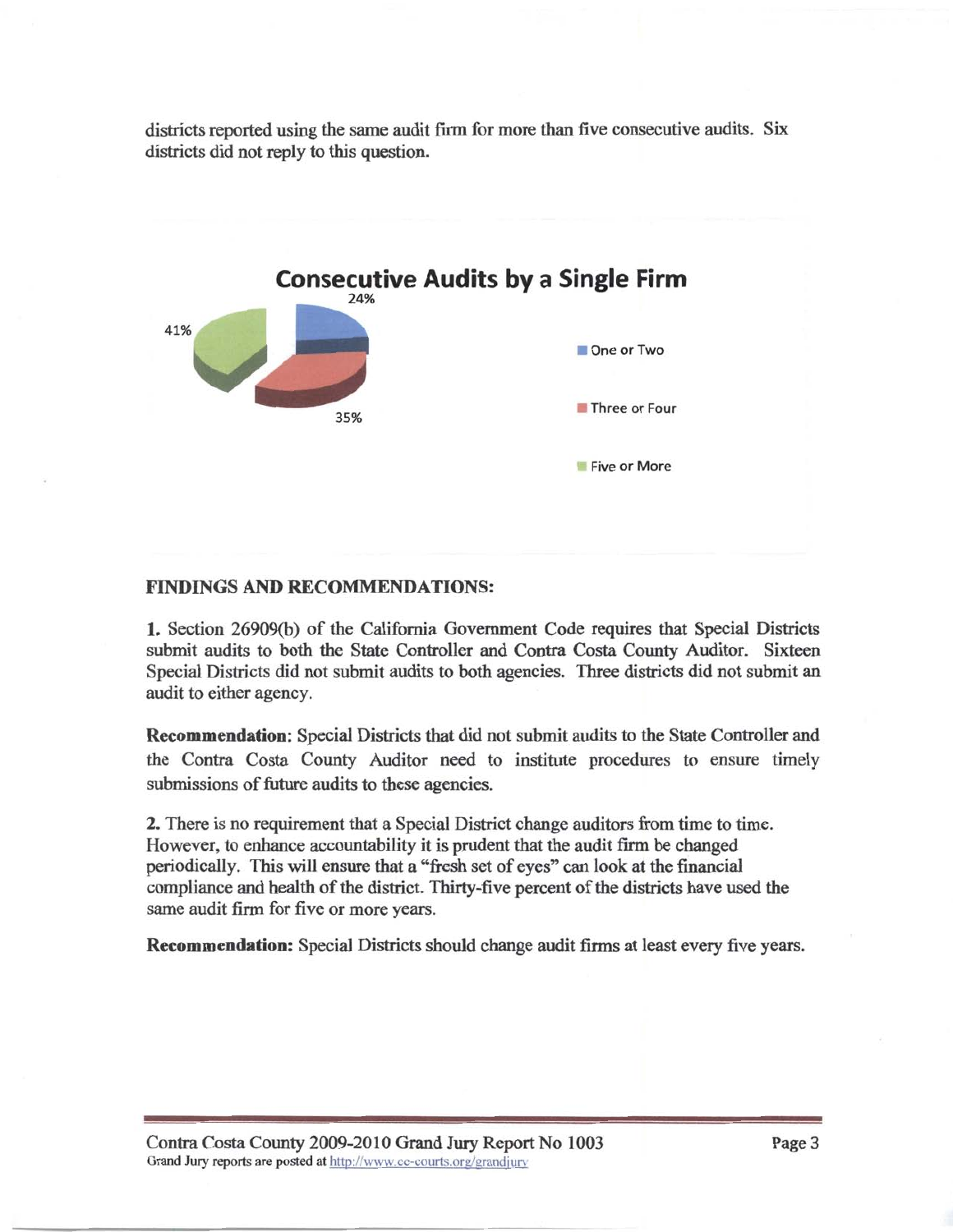districts reported using the same audit firm for more than five consecutive audits. Six districts did not reply to this question.

**Consecutive Audits by a Single Firm**

| Consecutive Audits | Percentage |
|---|---|
| One or Two | 24% |
| Three or Four | 35% |
| Five or More | 41% |

## FINDINGS AND RECOMMENDATIONS:

**1.** Section 26909(b) of the California Government Code requires that Special Districts submit audits to both the State Controller and Contra Costa County Auditor. Sixteen Special Districts did not submit audits to both agencies. Three districts did not submit an audit to either agency.

**Recommendation:** Special Districts that did not submit audits to the State Controller and the Contra Costa County Auditor need to institute procedures to ensure timely submissions of future audits to these agencies.

**2.** There is no requirement that a Special District change auditors from time to time. However, to enhance accountability it is prudent that the audit firm be changed periodically. This will ensure that a "fresh set of eyes" can look at the financial compliance and health of the district. Thirty-five percent of the districts have used the same audit firm for five or more years.

**Recommendation:** Special Districts should change audit firms at least every five years.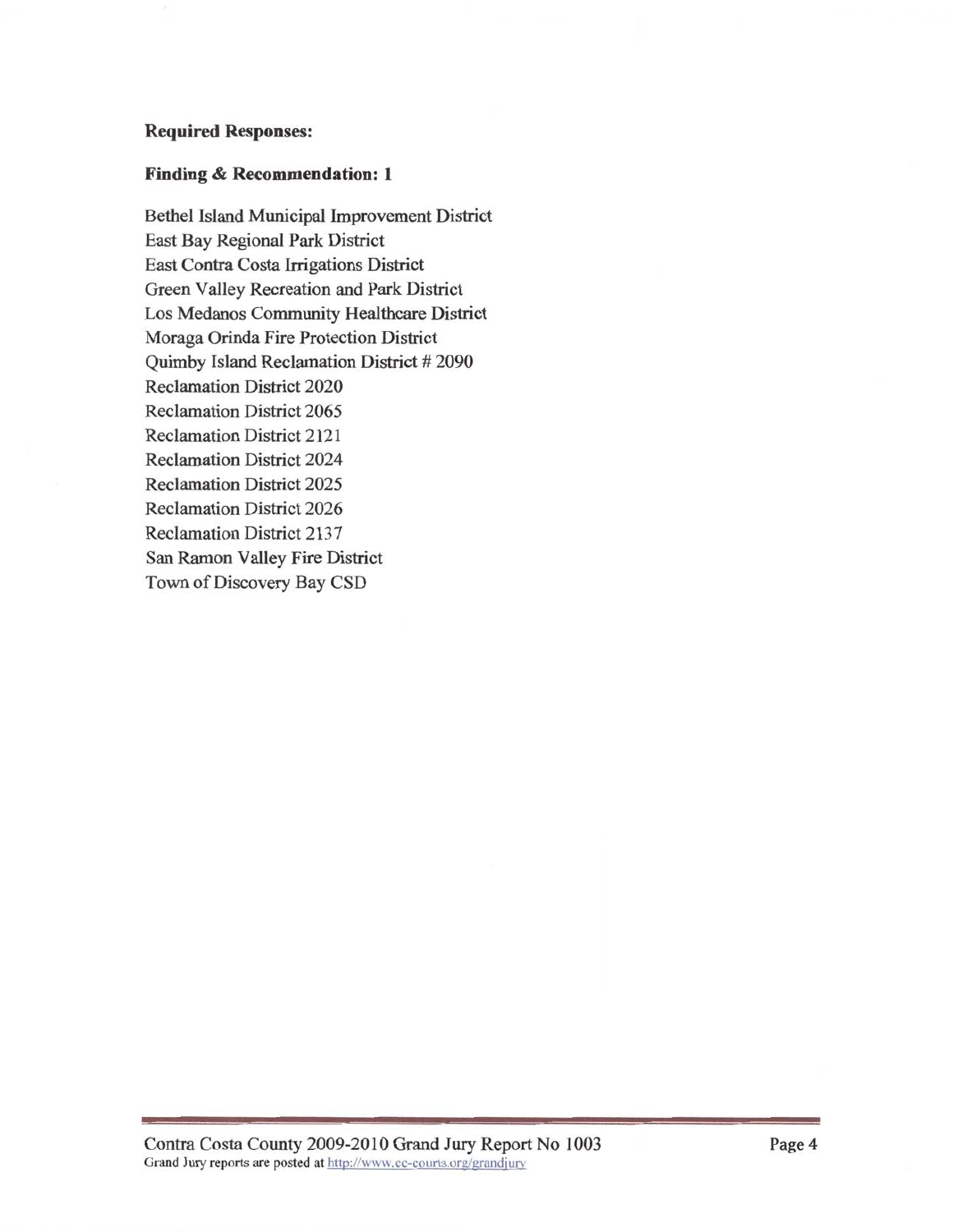**Required Responses:**

**Finding & Recommendation: 1**

Bethel Island Municipal Improvement District
East Bay Regional Park District
East Contra Costa Irrigations District
Green Valley Recreation and Park District
Los Medanos Community Healthcare District
Moraga Orinda Fire Protection District
Quimby Island Reclamation District # 2090
Reclamation District 2020
Reclamation District 2065
Reclamation District 2121
Reclamation District 2024
Reclamation District 2025
Reclamation District 2026
Reclamation District 2137
San Ramon Valley Fire District
Town of Discovery Bay CSD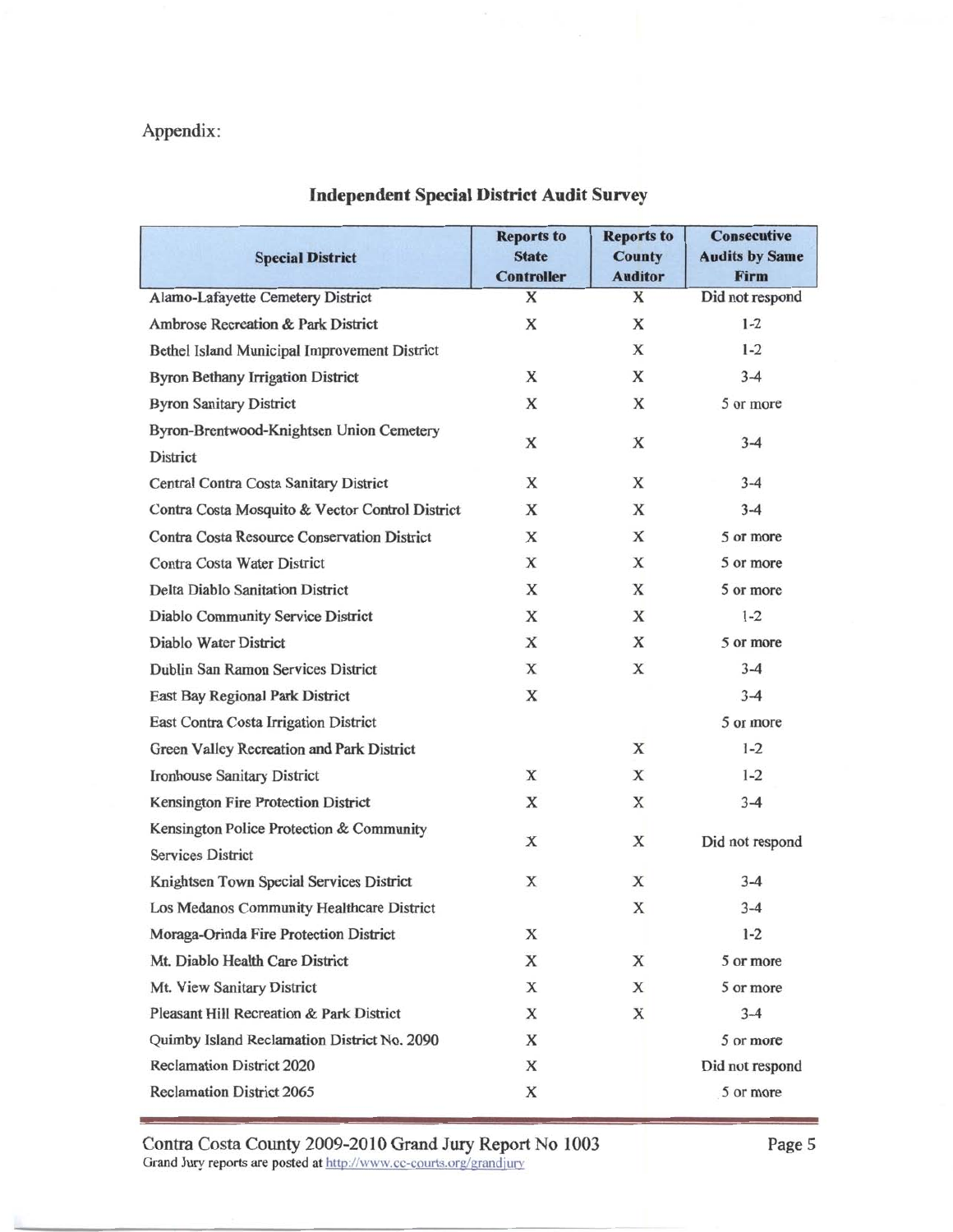Appendix:

## Independent Special District Audit Survey

| Special District | Reports to State Controller | Reports to County Auditor | Consecutive Audits by Same Firm |
|---|---|---|---|
| Alamo-Lafayette Cemetery District | X | X | Did not respond |
| Ambrose Recreation & Park District | X | X | 1-2 |
| Bethel Island Municipal Improvement District | | X | 1-2 |
| Byron Bethany Irrigation District | X | X | 3-4 |
| Byron Sanitary District | X | X | 5 or more |
| Byron-Brentwood-Knightsen Union Cemetery District | X | X | 3-4 |
| Central Contra Costa Sanitary District | X | X | 3-4 |
| Contra Costa Mosquito & Vector Control District | X | X | 3-4 |
| Contra Costa Resource Conservation District | X | X | 5 or more |
| Contra Costa Water District | X | X | 5 or more |
| Delta Diablo Sanitation District | X | X | 5 or more |
| Diablo Community Service District | X | X | 1-2 |
| Diablo Water District | X | X | 5 or more |
| Dublin San Ramon Services District | X | X | 3-4 |
| East Bay Regional Park District | X | | 3-4 |
| East Contra Costa Irrigation District | | | 5 or more |
| Green Valley Recreation and Park District | | X | 1-2 |
| Ironhouse Sanitary District | X | X | 1-2 |
| Kensington Fire Protection District | X | X | 3-4 |
| Kensington Police Protection & Community Services District | X | X | Did not respond |
| Knightsen Town Special Services District | X | X | 3-4 |
| Los Medanos Community Healthcare District | | X | 3-4 |
| Moraga-Orinda Fire Protection District | X | | 1-2 |
| Mt. Diablo Health Care District | X | X | 5 or more |
| Mt. View Sanitary District | X | X | 5 or more |
| Pleasant Hill Recreation & Park District | X | X | 3-4 |
| Quimby Island Reclamation District No. 2090 | X | | 5 or more |
| Reclamation District 2020 | X | | Did not respond |
| Reclamation District 2065 | X | | 5 or more |

Contra Costa County 2009-2010 Grand Jury Report No 1003
Grand Jury reports are posted at http://www.cc-courts.org/grandjury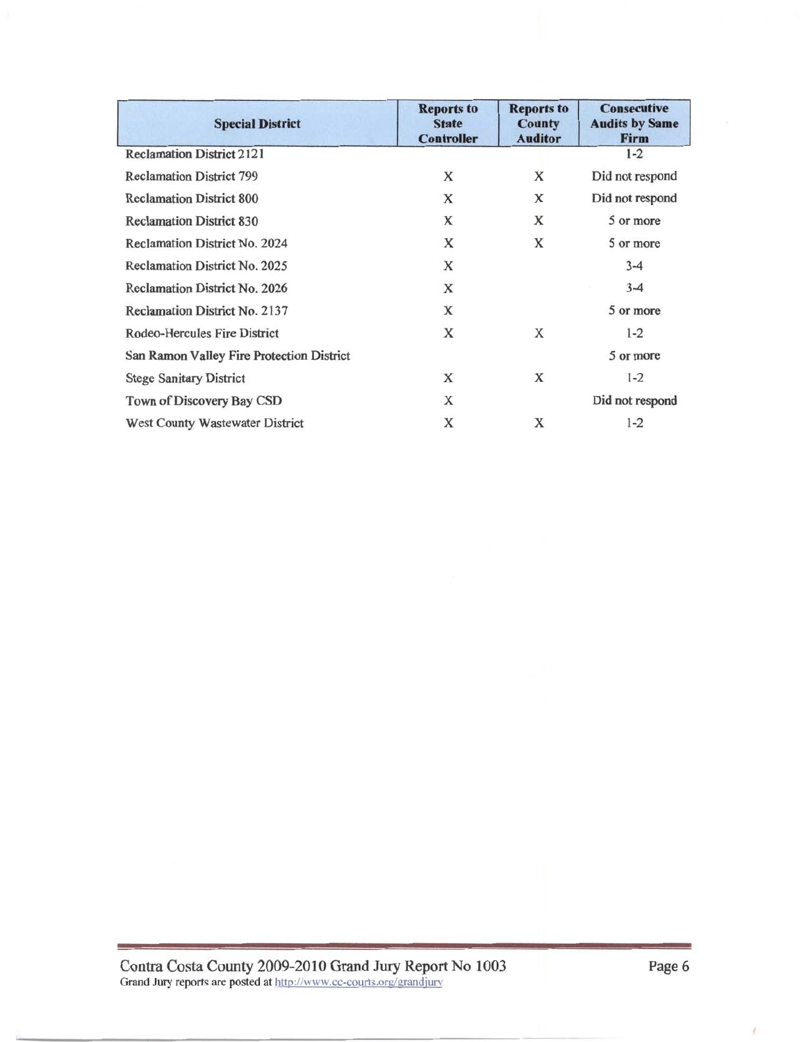| Special District | Reports to State Controller | Reports to County Auditor | Consecutive Audits by Same Firm |
|---|---|---|---|
| Reclamation District 2121 | | | 1-2 |
| Reclamation District 799 | X | X | Did not respond |
| Reclamation District 800 | X | X | Did not respond |
| Reclamation District 830 | X | X | 5 or more |
| Reclamation District No. 2024 | X | X | 5 or more |
| Reclamation District No. 2025 | X | | 3-4 |
| Reclamation District No. 2026 | X | | 3-4 |
| Reclamation District No. 2137 | X | | 5 or more |
| Rodeo-Hercules Fire District | X | X | 1-2 |
| San Ramon Valley Fire Protection District | | | 5 or more |
| Stege Sanitary District | X | X | 1-2 |
| Town of Discovery Bay CSD | X | | Did not respond |
| West County Wastewater District | X | X | 1-2 |